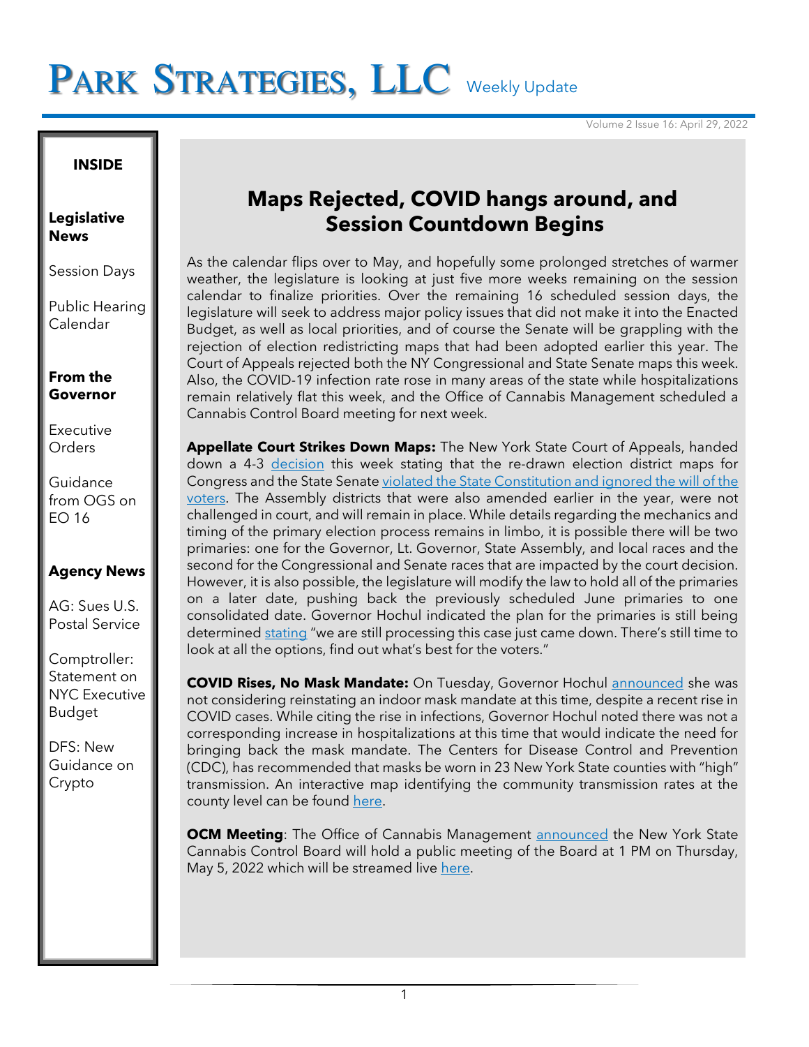# PARK STRATEGIES, LLC Weekly Update

Volume 2 Issue 16: April 29, 2022

**INSIDE**

**Legislative News**

Session Days

Public Hearing Calendar

**From the Governor**

Executive Orders

Guidance from OGS on EO 16

**Agency News**

AG: Sues U.S. Postal Service

Comptroller: Statement on NYC Executive Budget

DFS: New Guidance on Crypto

## Maps Rejected, COVID hangs around, and Session Countdown Begins

As the calendar flips over to May, and hopefully some prolonged stretches of warmer weather, the legislature is looking at just five more weeks remaining on the session calendar to finalize priorities. Over the remaining 16 scheduled session days, the legislature will seek to address major policy issues that did not make it into the Enacted Budget, as well as local priorities, and of course the Senate will be grappling with the rejection of election redistricting maps that had been adopted earlier this year. The Court of Appeals rejected both the NY Congressional and State Senate maps this week. Also, the COVID-19 infection rate rose in many areas of the state while hospitalizations remain relatively flat this week, and the Office of Cannabis Management scheduled a Cannabis Control Board meeting for next week.

**Appellate Court Strikes Down Maps:** The New York State Court of Appeals, handed down a 4-3 decision this week stating that the re-drawn election district maps for Congress and the State Senate violated the State Constitution and ignored the will of the voters. The Assembly districts that were also amended earlier in the year, were not challenged in court, and will remain in place. While details regarding the mechanics and timing of the primary election process remains in limbo, it is possible there will be two primaries: one for the Governor, Lt. Governor, State Assembly, and local races and the second for the Congressional and Senate races that are impacted by the court decision. However, it is also possible, the legislature will modify the law to hold all of the primaries on a later date, pushing back the previously scheduled June primaries to one consolidated date. Governor Hochul indicated the plan for the primaries is still being determined stating "we are still processing this case just came down. There's still time to look at all the options, find out what's best for the voters."

**COVID Rises, No Mask Mandate:** On Tuesday, Governor Hochul announced she was not considering reinstating an indoor mask mandate at this time, despite a recent rise in COVID cases. While citing the rise in infections, Governor Hochul noted there was not a corresponding increase in hospitalizations at this time that would indicate the need for bringing back the mask mandate. The Centers for Disease Control and Prevention (CDC), has recommended that masks be worn in 23 New York State counties with "high" transmission. An interactive map identifying the community transmission rates at the county level can be found here.

**OCM Meeting**: The Office of Cannabis Management announced the New York State Cannabis Control Board will hold a public meeting of the Board at 1 PM on Thursday, May 5, 2022 which will be streamed live here.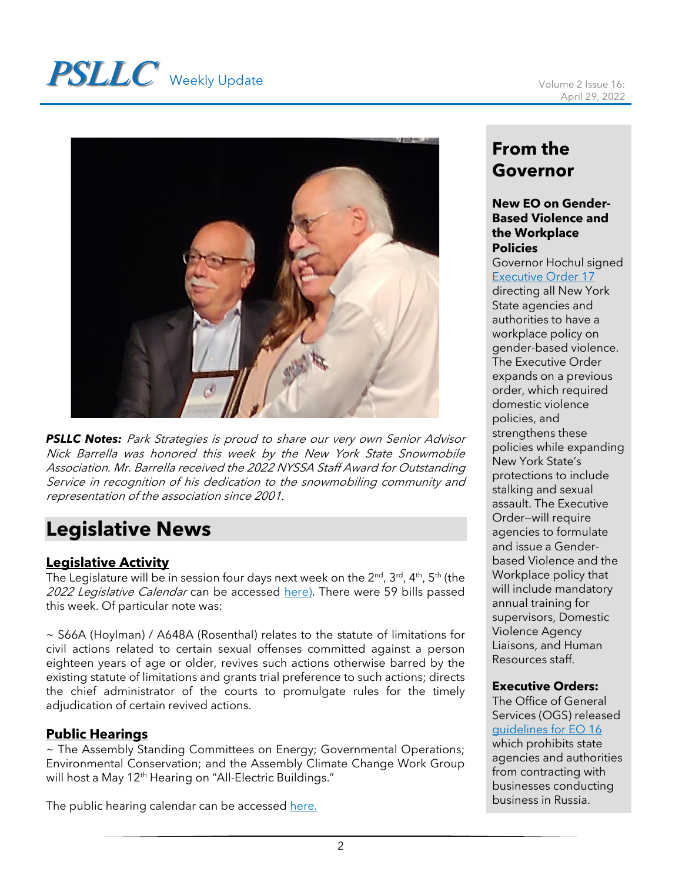***PSLLC Notes:*** *Park Strategies is proud to share our very own Senior Advisor Nick Barrella was honored this week by the New York State Snowmobile Association. Mr. Barrella received the 2022 NYSSA Staff Award for Outstanding Service in recognition of his dedication to the snowmobiling community and representation of the association since 2001.*

# Legislative News

## Legislative Activity

The Legislature will be in session four days next week on the 2nd, 3rd, 4th, 5th (the *2022 Legislative Calendar* can be accessed [here)](). There were 59 bills passed this week. Of particular note was:

~ S66A (Hoylman) / A648A (Rosenthal) relates to the statute of limitations for civil actions related to certain sexual offenses committed against a person eighteen years of age or older, revives such actions otherwise barred by the existing statute of limitations and grants trial preference to such actions; directs the chief administrator of the courts to promulgate rules for the timely adjudication of certain revived actions.

## Public Hearings

~ The Assembly Standing Committees on Energy; Governmental Operations; Environmental Conservation; and the Assembly Climate Change Work Group will host a May 12th Hearing on "All-Electric Buildings."

The public hearing calendar can be accessed [here.]()

# From the Governor

**New EO on Gender-Based Violence and the Workplace Policies**

Governor Hochul signed [Executive Order 17]() directing all New York State agencies and authorities to have a workplace policy on gender-based violence. The Executive Order expands on a previous order, which required domestic violence policies, and strengthens these policies while expanding New York State's protections to include stalking and sexual assault. The Executive Order—will require agencies to formulate and issue a Gender-based Violence and the Workplace policy that will include mandatory annual training for supervisors, Domestic Violence Agency Liaisons, and Human Resources staff.

**Executive Orders:**

The Office of General Services (OGS) released [guidelines for EO 16]() which prohibits state agencies and authorities from contracting with businesses conducting business in Russia.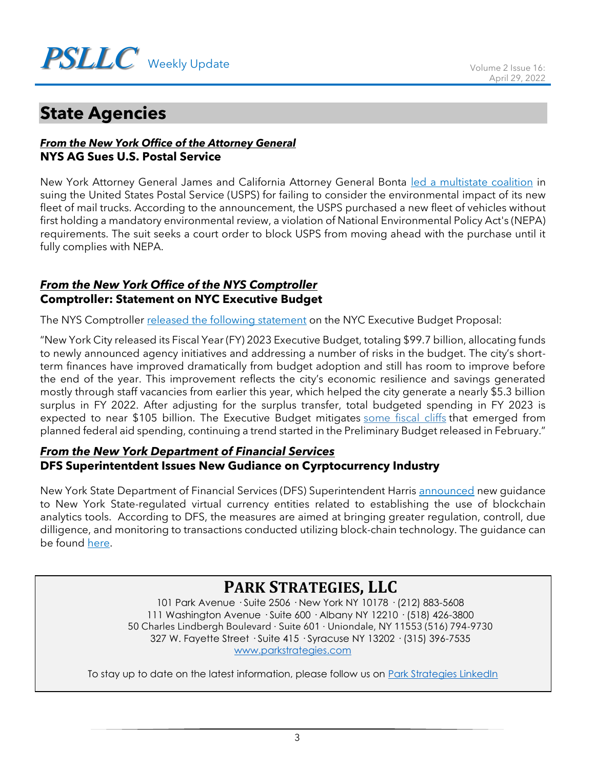# State Agencies

***From the New York Office of the Attorney General***
**NYS AG Sues U.S. Postal Service**

New York Attorney General James and California Attorney General Bonta led a multistate coalition in suing the United States Postal Service (USPS) for failing to consider the environmental impact of its new fleet of mail trucks. According to the announcement, the USPS purchased a new fleet of vehicles without first holding a mandatory environmental review, a violation of National Environmental Policy Act's (NEPA) requirements. The suit seeks a court order to block USPS from moving ahead with the purchase until it fully complies with NEPA.

***From the New York Office of the NYS Comptroller***
**Comptroller: Statement on NYC Executive Budget**

The NYS Comptroller released the following statement on the NYC Executive Budget Proposal:

"New York City released its Fiscal Year (FY) 2023 Executive Budget, totaling $99.7 billion, allocating funds to newly announced agency initiatives and addressing a number of risks in the budget. The city's short-term finances have improved dramatically from budget adoption and still has room to improve before the end of the year. This improvement reflects the city's economic resilience and savings generated mostly through staff vacancies from earlier this year, which helped the city generate a nearly $5.3 billion surplus in FY 2022. After adjusting for the surplus transfer, total budgeted spending in FY 2023 is expected to near $105 billion. The Executive Budget mitigates some fiscal cliffs that emerged from planned federal aid spending, continuing a trend started in the Preliminary Budget released in February."

***From the New York Department of Financial Services***
**DFS Superintentdent Issues New Gudiance on Cyrptocurrency Industry**

New York State Department of Financial Services (DFS) Superintendent Harris announced new guidance to New York State-regulated virtual currency entities related to establishing the use of blockchain analytics tools. According to DFS, the measures are aimed at bringing greater regulation, controll, due dilligence, and monitoring to transactions conducted utilizing block-chain technology. The guidance can be found here.

---

**PARK STRATEGIES, LLC**

101 Park Avenue · Suite 2506 · New York NY 10178 · (212) 883-5608
111 Washington Avenue · Suite 600 · Albany NY 12210 · (518) 426-3800
50 Charles Lindbergh Boulevard · Suite 601 · Uniondale, NY 11553 (516) 794-9730
327 W. Fayette Street · Suite 415 · Syracuse NY 13202 · (315) 396-7535
www.parkstrategies.com

To stay up to date on the latest information, please follow us on Park Strategies LinkedIn